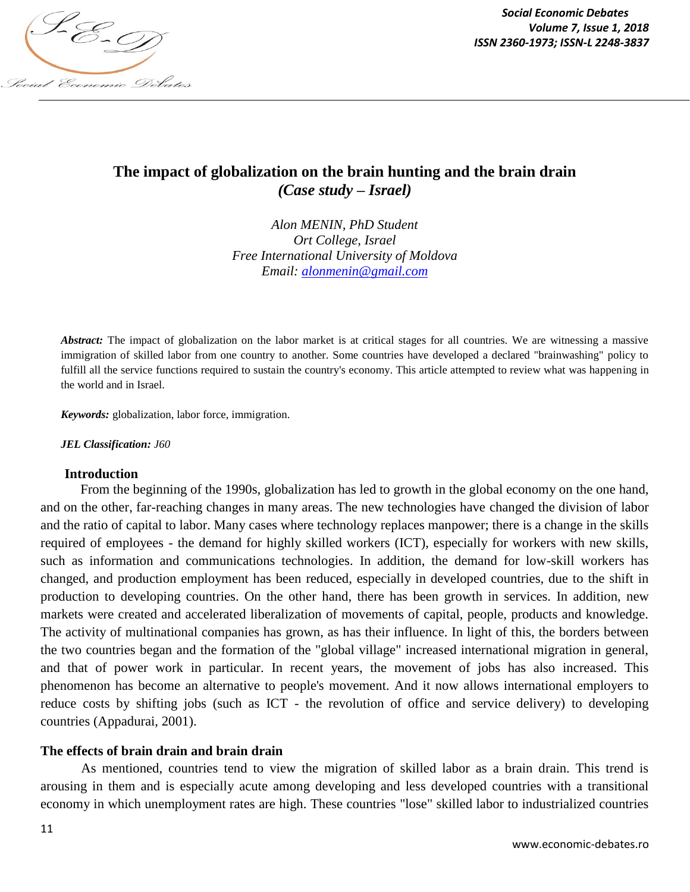# The impact of globalization on the brain hunting and the brain drain
## *(Case study – Israel)*

*Alon MENIN, PhD Student*
*Ort College, Israel*
*Free International University of Moldova*
*Email: alonmenin@gmail.com*

***Abstract:*** The impact of globalization on the labor market is at critical stages for all countries. We are witnessing a massive immigration of skilled labor from one country to another. Some countries have developed a declared "brainwashing" policy to fulfill all the service functions required to sustain the country's economy. This article attempted to review what was happening in the world and in Israel.

***Keywords:*** globalization, labor force, immigration.

***JEL Classification:*** *J60*

## Introduction

From the beginning of the 1990s, globalization has led to growth in the global economy on the one hand, and on the other, far-reaching changes in many areas. The new technologies have changed the division of labor and the ratio of capital to labor. Many cases where technology replaces manpower; there is a change in the skills required of employees - the demand for highly skilled workers (ICT), especially for workers with new skills, such as information and communications technologies. In addition, the demand for low-skill workers has changed, and production employment has been reduced, especially in developed countries, due to the shift in production to developing countries. On the other hand, there has been growth in services. In addition, new markets were created and accelerated liberalization of movements of capital, people, products and knowledge. The activity of multinational companies has grown, as has their influence. In light of this, the borders between the two countries began and the formation of the "global village" increased international migration in general, and that of power work in particular. In recent years, the movement of jobs has also increased. This phenomenon has become an alternative to people's movement. And it now allows international employers to reduce costs by shifting jobs (such as ICT - the revolution of office and service delivery) to developing countries (Appadurai, 2001).

## The effects of brain drain and brain drain

As mentioned, countries tend to view the migration of skilled labor as a brain drain. This trend is arousing in them and is especially acute among developing and less developed countries with a transitional economy in which unemployment rates are high. These countries "lose" skilled labor to industrialized countries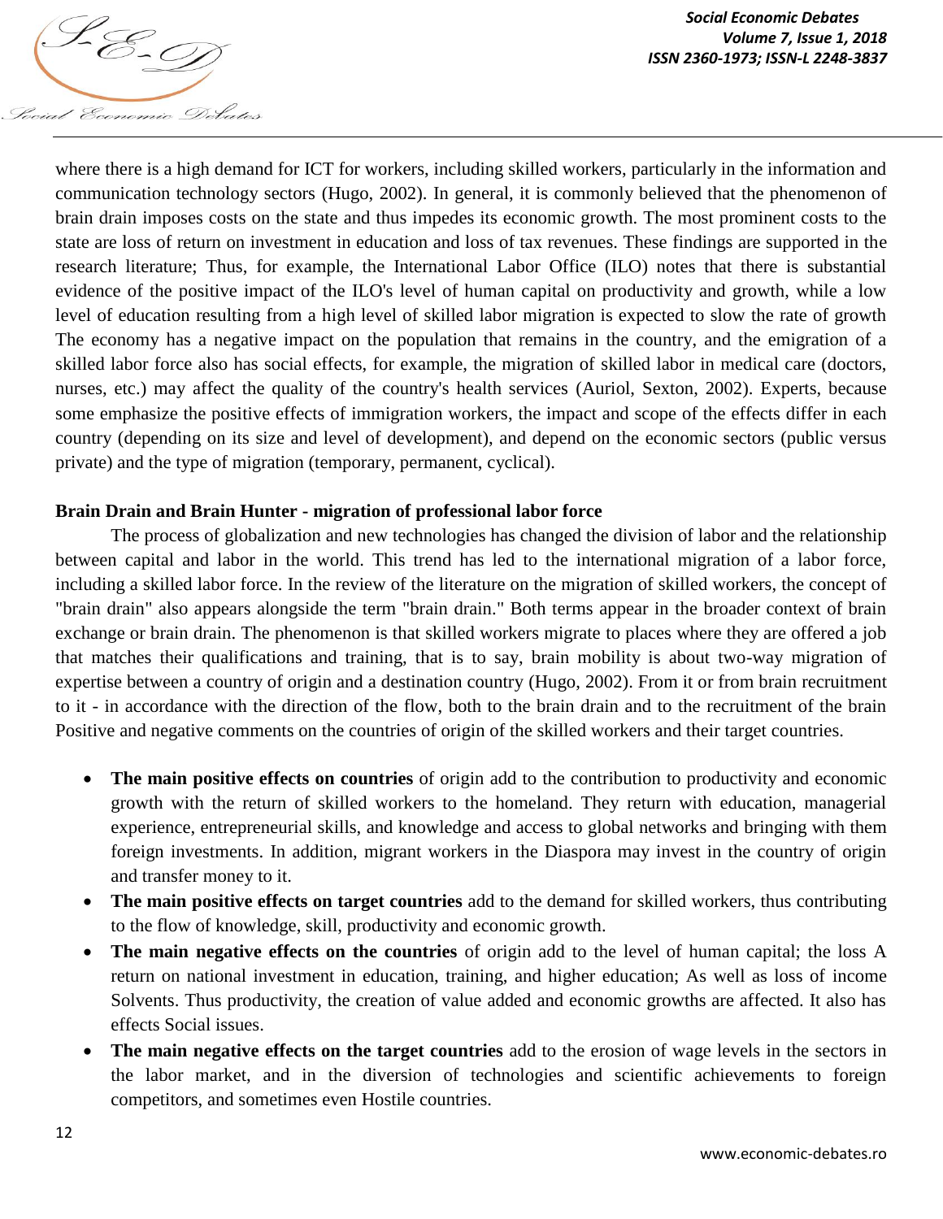where there is a high demand for ICT for workers, including skilled workers, particularly in the information and communication technology sectors (Hugo, 2002). In general, it is commonly believed that the phenomenon of brain drain imposes costs on the state and thus impedes its economic growth. The most prominent costs to the state are loss of return on investment in education and loss of tax revenues. These findings are supported in the research literature; Thus, for example, the International Labor Office (ILO) notes that there is substantial evidence of the positive impact of the ILO's level of human capital on productivity and growth, while a low level of education resulting from a high level of skilled labor migration is expected to slow the rate of growth The economy has a negative impact on the population that remains in the country, and the emigration of a skilled labor force also has social effects, for example, the migration of skilled labor in medical care (doctors, nurses, etc.) may affect the quality of the country's health services (Auriol, Sexton, 2002). Experts, because some emphasize the positive effects of immigration workers, the impact and scope of the effects differ in each country (depending on its size and level of development), and depend on the economic sectors (public versus private) and the type of migration (temporary, permanent, cyclical).

**Brain Drain and Brain Hunter - migration of professional labor force**

The process of globalization and new technologies has changed the division of labor and the relationship between capital and labor in the world. This trend has led to the international migration of a labor force, including a skilled labor force. In the review of the literature on the migration of skilled workers, the concept of "brain drain" also appears alongside the term "brain drain." Both terms appear in the broader context of brain exchange or brain drain. The phenomenon is that skilled workers migrate to places where they are offered a job that matches their qualifications and training, that is to say, brain mobility is about two-way migration of expertise between a country of origin and a destination country (Hugo, 2002). From it or from brain recruitment to it - in accordance with the direction of the flow, both to the brain drain and to the recruitment of the brain Positive and negative comments on the countries of origin of the skilled workers and their target countries.

- **The main positive effects on countries** of origin add to the contribution to productivity and economic growth with the return of skilled workers to the homeland. They return with education, managerial experience, entrepreneurial skills, and knowledge and access to global networks and bringing with them foreign investments. In addition, migrant workers in the Diaspora may invest in the country of origin and transfer money to it.
- **The main positive effects on target countries** add to the demand for skilled workers, thus contributing to the flow of knowledge, skill, productivity and economic growth.
- **The main negative effects on the countries** of origin add to the level of human capital; the loss A return on national investment in education, training, and higher education; As well as loss of income Solvents. Thus productivity, the creation of value added and economic growths are affected. It also has effects Social issues.
- **The main negative effects on the target countries** add to the erosion of wage levels in the sectors in the labor market, and in the diversion of technologies and scientific achievements to foreign competitors, and sometimes even Hostile countries.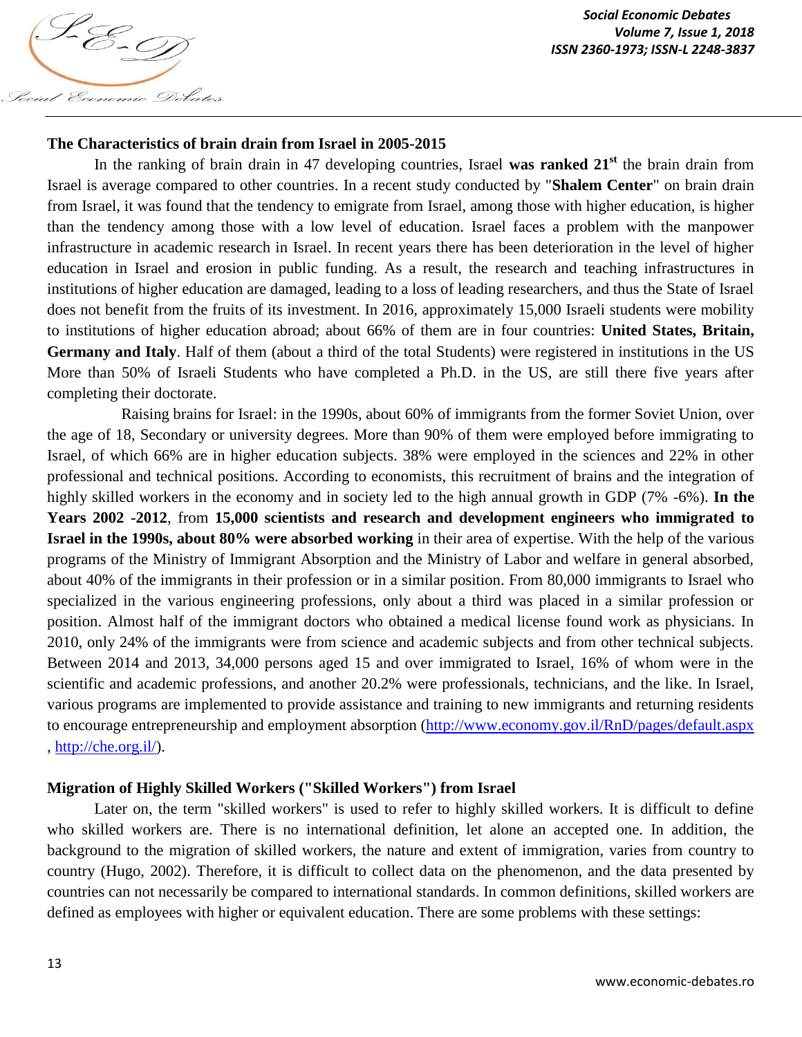### The Characteristics of brain drain from Israel in 2005-2015

In the ranking of brain drain in 47 developing countries, Israel **was ranked 21st** the brain drain from Israel is average compared to other countries. In a recent study conducted by "**Shalem Center**" on brain drain from Israel, it was found that the tendency to emigrate from Israel, among those with higher education, is higher than the tendency among those with a low level of education. Israel faces a problem with the manpower infrastructure in academic research in Israel. In recent years there has been deterioration in the level of higher education in Israel and erosion in public funding. As a result, the research and teaching infrastructures in institutions of higher education are damaged, leading to a loss of leading researchers, and thus the State of Israel does not benefit from the fruits of its investment. In 2016, approximately 15,000 Israeli students were mobility to institutions of higher education abroad; about 66% of them are in four countries: **United States, Britain, Germany and Italy**. Half of them (about a third of the total Students) were registered in institutions in the US More than 50% of Israeli Students who have completed a Ph.D. in the US, are still there five years after completing their doctorate.

Raising brains for Israel: in the 1990s, about 60% of immigrants from the former Soviet Union, over the age of 18, Secondary or university degrees. More than 90% of them were employed before immigrating to Israel, of which 66% are in higher education subjects. 38% were employed in the sciences and 22% in other professional and technical positions. According to economists, this recruitment of brains and the integration of highly skilled workers in the economy and in society led to the high annual growth in GDP (7% -6%). **In the Years 2002 -2012**, from **15,000 scientists and research and development engineers who immigrated to Israel in the 1990s, about 80% were absorbed working** in their area of expertise. With the help of the various programs of the Ministry of Immigrant Absorption and the Ministry of Labor and welfare in general absorbed, about 40% of the immigrants in their profession or in a similar position. From 80,000 immigrants to Israel who specialized in the various engineering professions, only about a third was placed in a similar profession or position. Almost half of the immigrant doctors who obtained a medical license found work as physicians. In 2010, only 24% of the immigrants were from science and academic subjects and from other technical subjects. Between 2014 and 2013, 34,000 persons aged 15 and over immigrated to Israel, 16% of whom were in the scientific and academic professions, and another 20.2% were professionals, technicians, and the like. In Israel, various programs are implemented to provide assistance and training to new immigrants and returning residents to encourage entrepreneurship and employment absorption (http://www.economy.gov.il/RnD/pages/default.aspx , http://che.org.il/).

### Migration of Highly Skilled Workers ("Skilled Workers") from Israel

Later on, the term "skilled workers" is used to refer to highly skilled workers. It is difficult to define who skilled workers are. There is no international definition, let alone an accepted one. In addition, the background to the migration of skilled workers, the nature and extent of immigration, varies from country to country (Hugo, 2002). Therefore, it is difficult to collect data on the phenomenon, and the data presented by countries can not necessarily be compared to international standards. In common definitions, skilled workers are defined as employees with higher or equivalent education. There are some problems with these settings: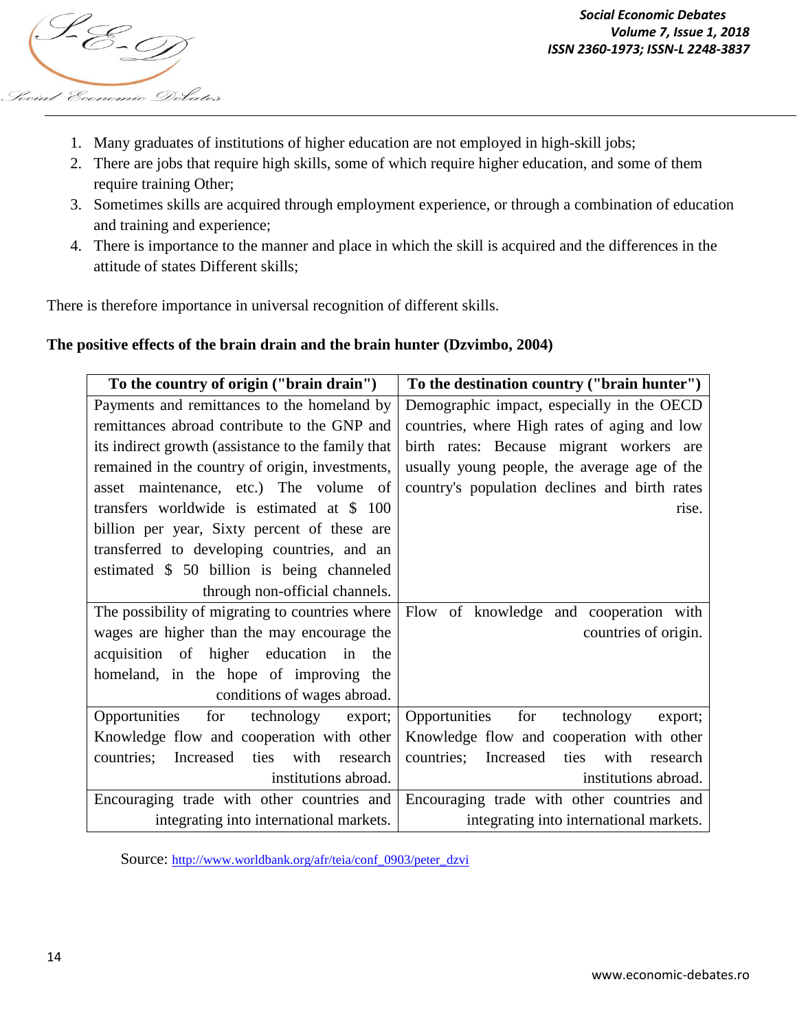1. Many graduates of institutions of higher education are not employed in high-skill jobs;
2. There are jobs that require high skills, some of which require higher education, and some of them require training Other;
3. Sometimes skills are acquired through employment experience, or through a combination of education and training and experience;
4. There is importance to the manner and place in which the skill is acquired and the differences in the attitude of states Different skills;

There is therefore importance in universal recognition of different skills.

**The positive effects of the brain drain and the brain hunter (Dzvimbo, 2004)**

| To the country of origin ("brain drain") | To the destination country ("brain hunter") |
|---|---|
| Payments and remittances to the homeland by remittances abroad contribute to the GNP and its indirect growth (assistance to the family that remained in the country of origin, investments, asset maintenance, etc.) The volume of transfers worldwide is estimated at $ 100 billion per year, Sixty percent of these are transferred to developing countries, and an estimated $ 50 billion is being channeled through non-official channels. | Demographic impact, especially in the OECD countries, where High rates of aging and low birth rates: Because migrant workers are usually young people, the average age of the country's population declines and birth rates rise. |
| The possibility of migrating to countries where wages are higher than the may encourage the acquisition of higher education in the homeland, in the hope of improving the conditions of wages abroad. | Flow of knowledge and cooperation with countries of origin. |
| Opportunities for technology export; Knowledge flow and cooperation with other countries; Increased ties with research institutions abroad. | Opportunities for technology export; Knowledge flow and cooperation with other countries; Increased ties with research institutions abroad. |
| Encouraging trade with other countries and integrating into international markets. | Encouraging trade with other countries and integrating into international markets. |

Source: http://www.worldbank.org/afr/teia/conf_0903/peter_dzvi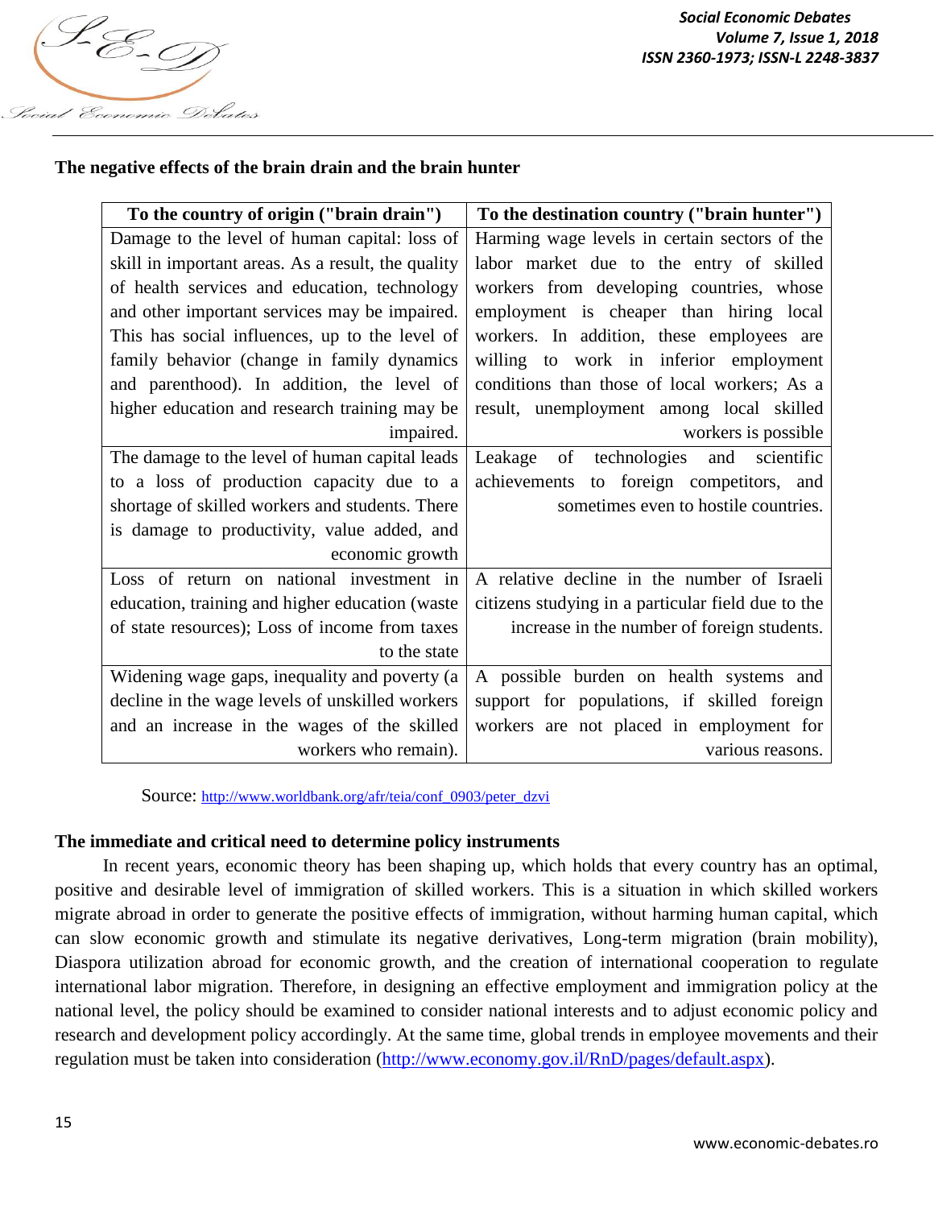**The negative effects of the brain drain and the brain hunter**

| To the country of origin ("brain drain") | To the destination country ("brain hunter") |
|---|---|
| Damage to the level of human capital: loss of skill in important areas. As a result, the quality of health services and education, technology and other important services may be impaired. This has social influences, up to the level of family behavior (change in family dynamics and parenthood). In addition, the level of higher education and research training may be impaired. | Harming wage levels in certain sectors of the labor market due to the entry of skilled workers from developing countries, whose employment is cheaper than hiring local workers. In addition, these employees are willing to work in inferior employment conditions than those of local workers; As a result, unemployment among local skilled workers is possible |
| The damage to the level of human capital leads to a loss of production capacity due to a shortage of skilled workers and students. There is damage to productivity, value added, and economic growth | Leakage of technologies and scientific achievements to foreign competitors, and sometimes even to hostile countries. |
| Loss of return on national investment in education, training and higher education (waste of state resources); Loss of income from taxes to the state | A relative decline in the number of Israeli citizens studying in a particular field due to the increase in the number of foreign students. |
| Widening wage gaps, inequality and poverty (a decline in the wage levels of unskilled workers and an increase in the wages of the skilled workers who remain). | A possible burden on health systems and support for populations, if skilled foreign workers are not placed in employment for various reasons. |

Source: http://www.worldbank.org/afr/teia/conf_0903/peter_dzvi

**The immediate and critical need to determine policy instruments**

In recent years, economic theory has been shaping up, which holds that every country has an optimal, positive and desirable level of immigration of skilled workers. This is a situation in which skilled workers migrate abroad in order to generate the positive effects of immigration, without harming human capital, which can slow economic growth and stimulate its negative derivatives, Long-term migration (brain mobility), Diaspora utilization abroad for economic growth, and the creation of international cooperation to regulate international labor migration. Therefore, in designing an effective employment and immigration policy at the national level, the policy should be examined to consider national interests and to adjust economic policy and research and development policy accordingly. At the same time, global trends in employee movements and their regulation must be taken into consideration (http://www.economy.gov.il/RnD/pages/default.aspx).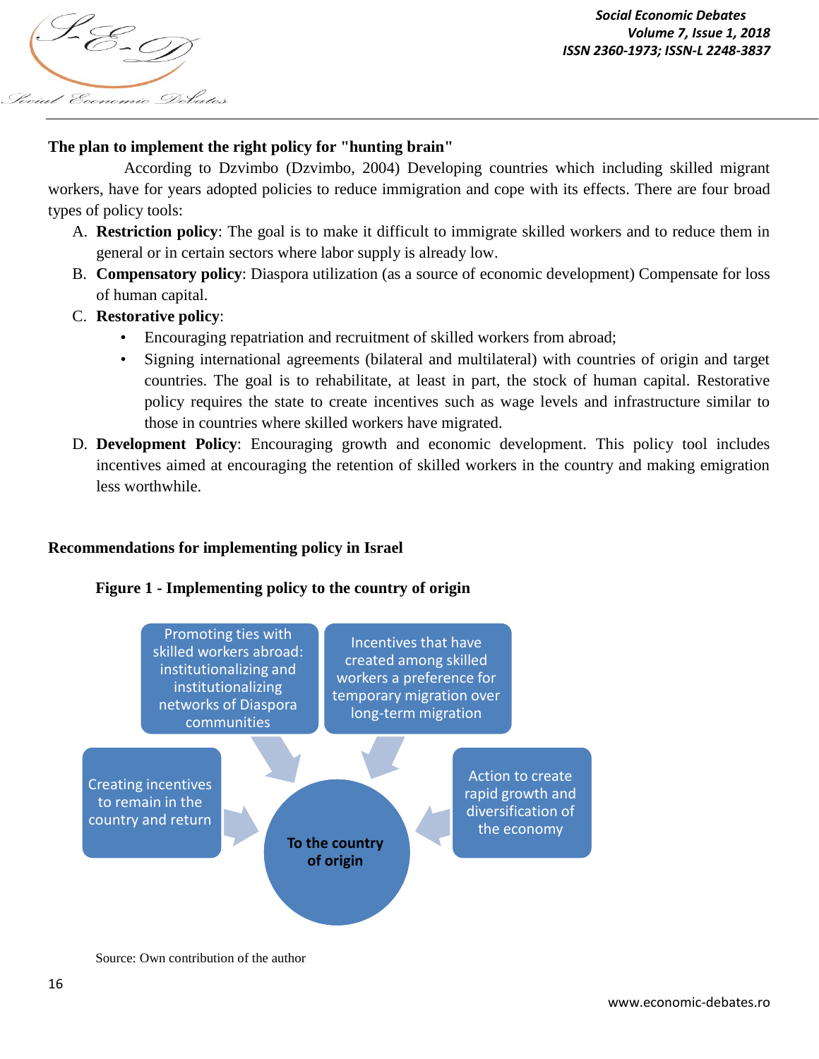**The plan to implement the right policy for "hunting brain"**

According to Dzvimbo (Dzvimbo, 2004) Developing countries which including skilled migrant workers, have for years adopted policies to reduce immigration and cope with its effects. There are four broad types of policy tools:

A. **Restriction policy**: The goal is to make it difficult to immigrate skilled workers and to reduce them in general or in certain sectors where labor supply is already low.
B. **Compensatory policy**: Diaspora utilization (as a source of economic development) Compensate for loss of human capital.
C. **Restorative policy**:
   - Encouraging repatriation and recruitment of skilled workers from abroad;
   - Signing international agreements (bilateral and multilateral) with countries of origin and target countries. The goal is to rehabilitate, at least in part, the stock of human capital. Restorative policy requires the state to create incentives such as wage levels and infrastructure similar to those in countries where skilled workers have migrated.
D. **Development Policy**: Encouraging growth and economic development. This policy tool includes incentives aimed at encouraging the retention of skilled workers in the country and making emigration less worthwhile.

**Recommendations for implementing policy in Israel**

**Figure 1 - Implementing policy to the country of origin**

- Promoting ties with skilled workers abroad: institutionalizing and institutionalizing networks of Diaspora communities
- Incentives that have created among skilled workers a preference for temporary migration over long-term migration
- Creating incentives to remain in the country and return
- Action to create rapid growth and diversification of the economy

→ **To the country of origin**

Source: Own contribution of the author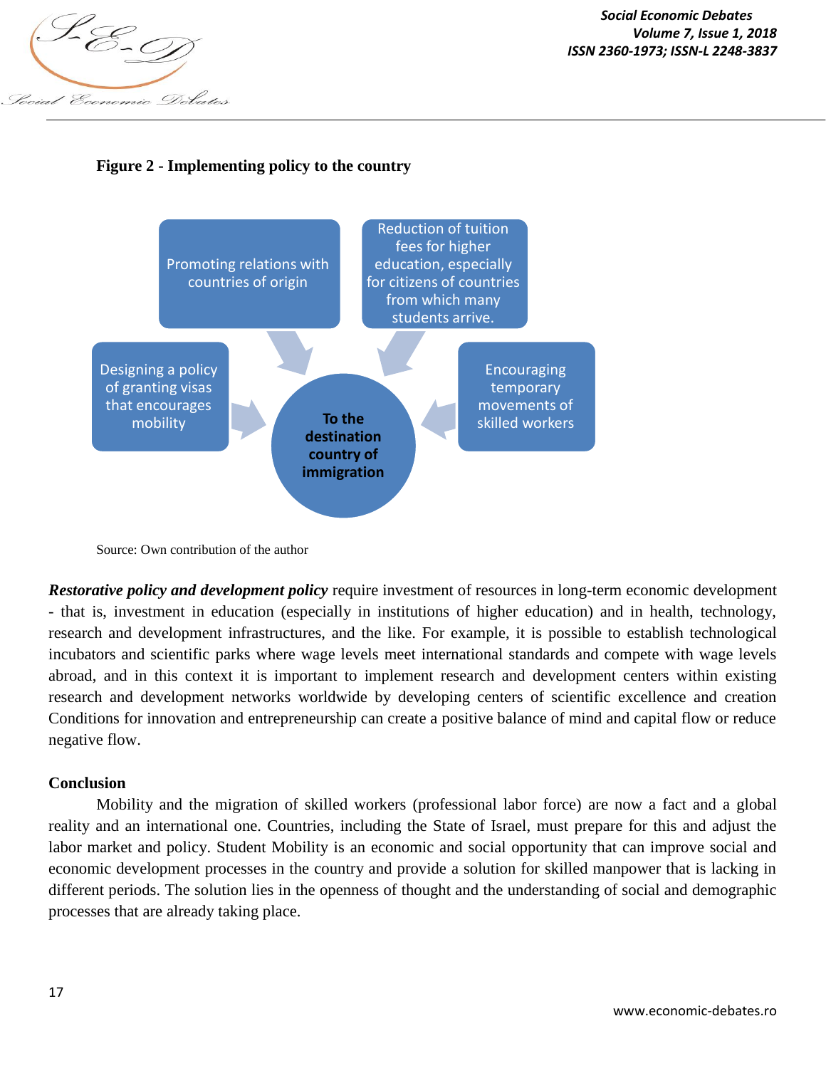**Figure 2 - Implementing policy to the country**

- Promoting relations with countries of origin
- Reduction of tuition fees for higher education, especially for citizens of countries from which many students arrive.
- Designing a policy of granting visas that encourages mobility
- Encouraging temporary movements of skilled workers

**To the destination country of immigration**

Source: Own contribution of the author

***Restorative policy and development policy*** require investment of resources in long-term economic development - that is, investment in education (especially in institutions of higher education) and in health, technology, research and development infrastructures, and the like. For example, it is possible to establish technological incubators and scientific parks where wage levels meet international standards and compete with wage levels abroad, and in this context it is important to implement research and development centers within existing research and development networks worldwide by developing centers of scientific excellence and creation Conditions for innovation and entrepreneurship can create a positive balance of mind and capital flow or reduce negative flow.

## Conclusion

Mobility and the migration of skilled workers (professional labor force) are now a fact and a global reality and an international one. Countries, including the State of Israel, must prepare for this and adjust the labor market and policy. Student Mobility is an economic and social opportunity that can improve social and economic development processes in the country and provide a solution for skilled manpower that is lacking in different periods. The solution lies in the openness of thought and the understanding of social and demographic processes that are already taking place.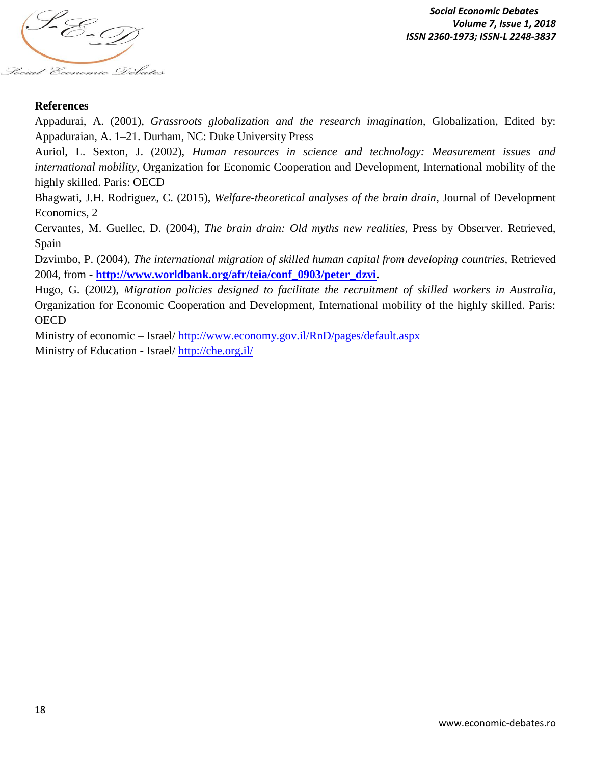**References**

Appadurai, A. (2001), *Grassroots globalization and the research imagination*, Globalization, Edited by: Appaduraian, A. 1–21. Durham, NC: Duke University Press

Auriol, L. Sexton, J. (2002), *Human resources in science and technology: Measurement issues and international mobility*, Organization for Economic Cooperation and Development, International mobility of the highly skilled. Paris: OECD

Bhagwati, J.H. Rodriguez, C. (2015), *Welfare-theoretical analyses of the brain drain*, Journal of Development Economics, 2

Cervantes, M. Guellec, D. (2004), *The brain drain: Old myths new realities*, Press by Observer. Retrieved, Spain

Dzvimbo, P. (2004), *The international migration of skilled human capital from developing countries*, Retrieved 2004, from - **http://www.worldbank.org/afr/teia/conf_0903/peter_dzvi.**

Hugo, G. (2002), *Migration policies designed to facilitate the recruitment of skilled workers in Australia*, Organization for Economic Cooperation and Development, International mobility of the highly skilled. Paris: OECD

Ministry of economic – Israel/ http://www.economy.gov.il/RnD/pages/default.aspx

Ministry of Education - Israel/ http://che.org.il/